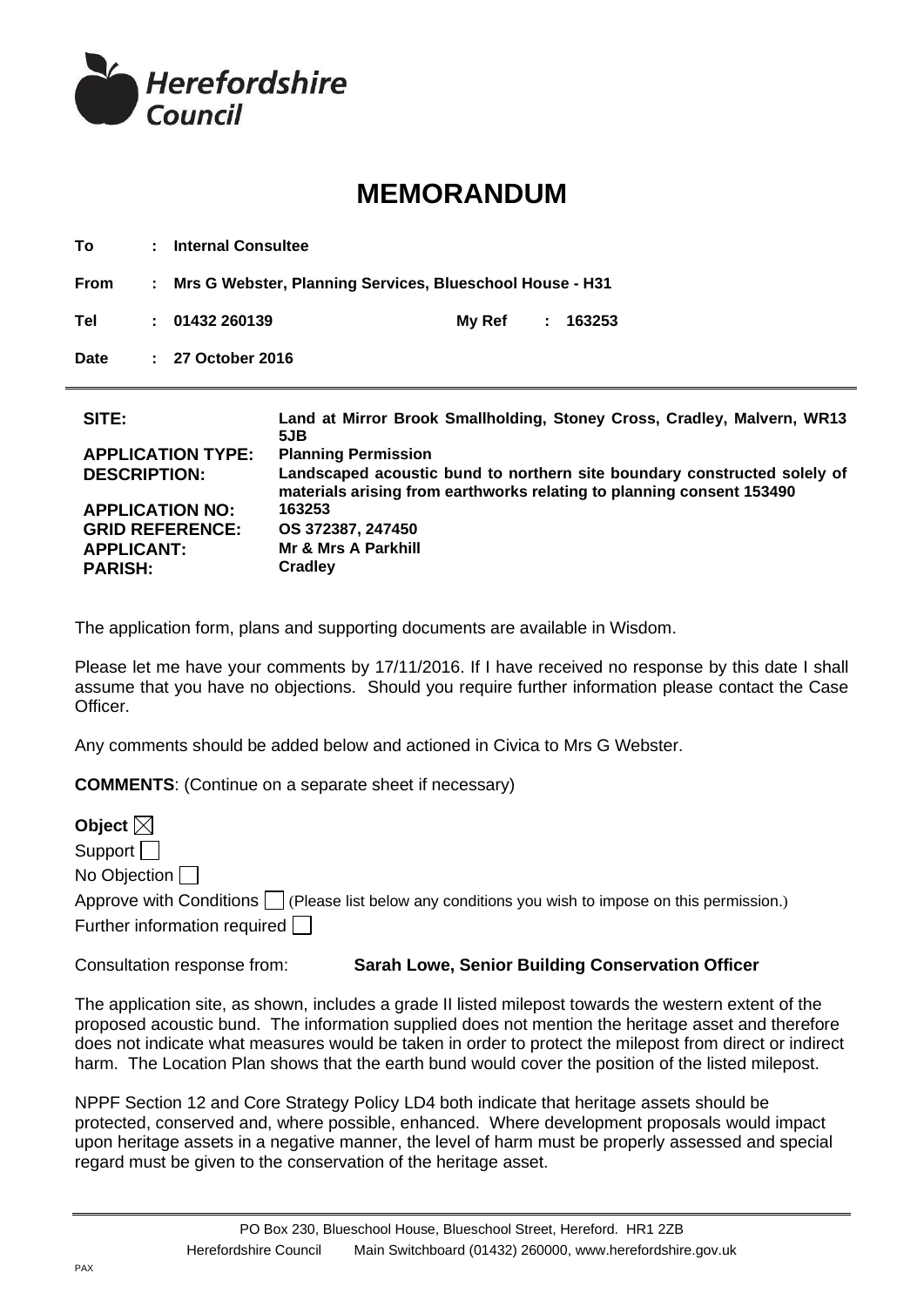Herefordshire Council

# MEMORANDUM

| | | | | |
|---|---|---|---|---|
| **To** | : **Internal Consultee** | | | |
| **From** | : **Mrs G Webster, Planning Services, Blueschool House - H31** | | | |
| **Tel** | : **01432 260139** | | **My Ref** | : **163253** |
| **Date** | : **27 October 2016** | | | |

| | |
|---|---|
| **SITE:** | **Land at Mirror Brook Smallholding, Stoney Cross, Cradley, Malvern, WR13 5JB** |
| **APPLICATION TYPE:** | **Planning Permission** |
| **DESCRIPTION:** | **Landscaped acoustic bund to northern site boundary constructed solely of materials arising from earthworks relating to planning consent 153490** |
| **APPLICATION NO:** | **163253** |
| **GRID REFERENCE:** | **OS 372387, 247450** |
| **APPLICANT:** | **Mr & Mrs A Parkhill** |
| **PARISH:** | **Cradley** |

The application form, plans and supporting documents are available in Wisdom.

Please let me have your comments by 17/11/2016. If I have received no response by this date I shall assume that you have no objections. Should you require further information please contact the Case Officer.

Any comments should be added below and actioned in Civica to Mrs G Webster.

**COMMENTS**: (Continue on a separate sheet if necessary)

**Object** ☒
Support ☐
No Objection ☐
Approve with Conditions ☐ (Please list below any conditions you wish to impose on this permission.)
Further information required ☐

Consultation response from: **Sarah Lowe, Senior Building Conservation Officer**

The application site, as shown, includes a grade II listed milepost towards the western extent of the proposed acoustic bund. The information supplied does not mention the heritage asset and therefore does not indicate what measures would be taken in order to protect the milepost from direct or indirect harm. The Location Plan shows that the earth bund would cover the position of the listed milepost.

NPPF Section 12 and Core Strategy Policy LD4 both indicate that heritage assets should be protected, conserved and, where possible, enhanced. Where development proposals would impact upon heritage assets in a negative manner, the level of harm must be properly assessed and special regard must be given to the conservation of the heritage asset.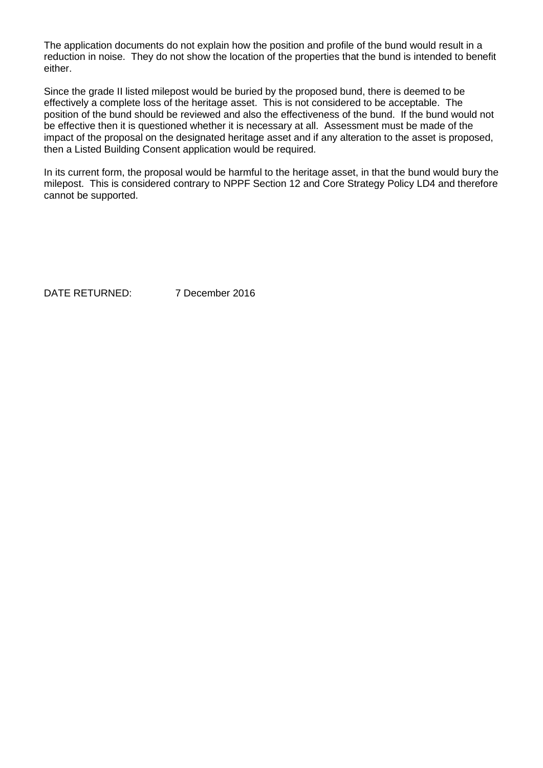The application documents do not explain how the position and profile of the bund would result in a reduction in noise. They do not show the location of the properties that the bund is intended to benefit either.

Since the grade II listed milepost would be buried by the proposed bund, there is deemed to be effectively a complete loss of the heritage asset. This is not considered to be acceptable. The position of the bund should be reviewed and also the effectiveness of the bund. If the bund would not be effective then it is questioned whether it is necessary at all. Assessment must be made of the impact of the proposal on the designated heritage asset and if any alteration to the asset is proposed, then a Listed Building Consent application would be required.

In its current form, the proposal would be harmful to the heritage asset, in that the bund would bury the milepost. This is considered contrary to NPPF Section 12 and Core Strategy Policy LD4 and therefore cannot be supported.

DATE RETURNED: 7 December 2016